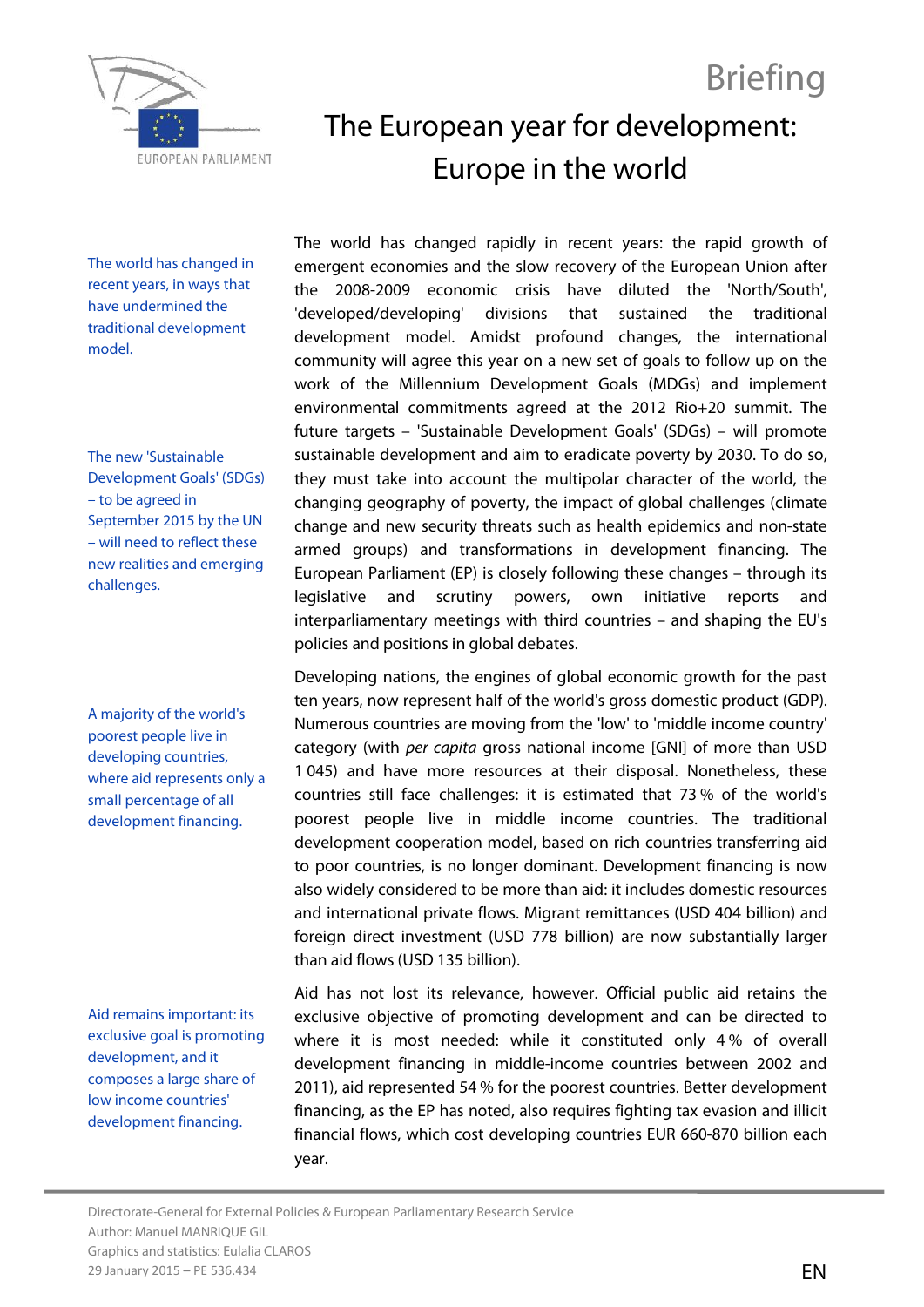Briefing

# The European year for development: Europe in the world

The world has changed rapidly in recent years: the rapid growth of emergent economies and the slow recovery of the European Union after the 2008-2009 economic crisis have diluted the 'North/South', 'developed/developing' divisions that sustained the traditional development model. Amidst profound changes, the international community will agree this year on a new set of goals to follow up on the work of the Millennium Development Goals (MDGs) and implement environmental commitments agreed at the 2012 Rio+20 summit. The future targets – 'Sustainable Development Goals' (SDGs) – will promote sustainable development and aim to eradicate poverty by 2030. To do so, they must take into account the multipolar character of the world, the changing geography of poverty, the impact of global challenges (climate change and new security threats such as health epidemics and non-state armed groups) and transformations in development financing. The European Parliament (EP) is closely following these changes – through its legislative and scrutiny powers, own initiative reports and interparliamentary meetings with third countries – and shaping the EU's policies and positions in global debates.

> The world has changed in recent years, in ways that have undermined the traditional development model.

> The new 'Sustainable Development Goals' (SDGs) – to be agreed in September 2015 by the UN – will need to reflect these new realities and emerging challenges.

Developing nations, the engines of global economic growth for the past ten years, now represent half of the world's gross domestic product (GDP). Numerous countries are moving from the 'low' to 'middle income country' category (with *per capita* gross national income [GNI] of more than USD 1 045) and have more resources at their disposal. Nonetheless, these countries still face challenges: it is estimated that 73 % of the world's poorest people live in middle income countries. The traditional development cooperation model, based on rich countries transferring aid to poor countries, is no longer dominant. Development financing is now also widely considered to be more than aid: it includes domestic resources and international private flows. Migrant remittances (USD 404 billion) and foreign direct investment (USD 778 billion) are now substantially larger than aid flows (USD 135 billion).

> A majority of the world's poorest people live in developing countries, where aid represents only a small percentage of all development financing.

Aid has not lost its relevance, however. Official public aid retains the exclusive objective of promoting development and can be directed to where it is most needed: while it constituted only 4 % of overall development financing in middle-income countries between 2002 and 2011), aid represented 54 % for the poorest countries. Better development financing, as the EP has noted, also requires fighting tax evasion and illicit financial flows, which cost developing countries EUR 660-870 billion each year.

> Aid remains important: its exclusive goal is promoting development, and it composes a large share of low income countries' development financing.

Directorate-General for External Policies & European Parliamentary Research Service
Author: Manuel MANRIQUE GIL
Graphics and statistics: Eulalia CLAROS
29 January 2015 – PE 536.434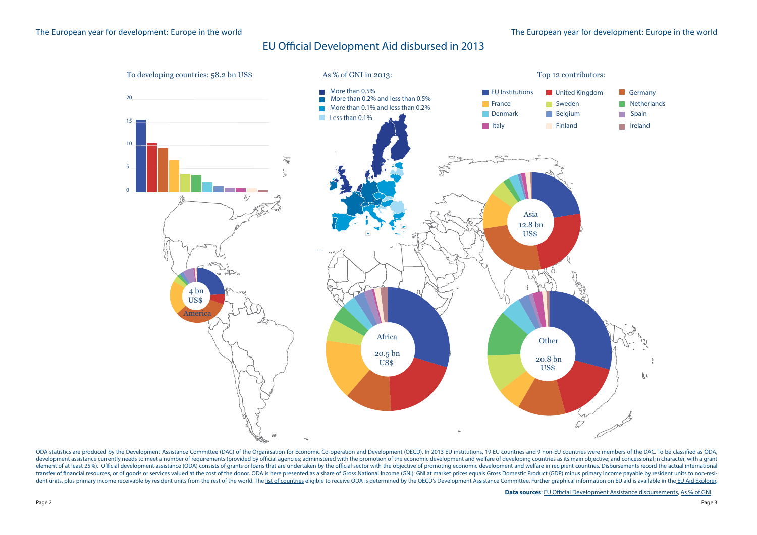# EU Official Development Aid disbursed in 2013

To developing countries: 58.2 bn US$

As % of GNI in 2013:

- More than 0.5%
- More than 0.2% and less than 0.5%
- More than 0.1% and less than 0.2%
- Less than 0.1%

Top 12 contributors:

- EU Institutions
- United Kingdom
- Germany
- France
- Sweden
- Netherlands
- Denmark
- Belgium
- Spain
- Italy
- Finland
- Ireland

America: 4 bn US$

Africa: 20.5 bn US$

Asia: 12.8 bn US$

Other: 20.8 bn US$

ODA statistics are produced by the Development Assistance Committee (DAC) of the Organisation for Economic Co-operation and Development (OECD). In 2013 EU institutions, 19 EU countries and 9 non-EU countries were members of the DAC. To be classified as ODA, development assistance currently needs to meet a number of requirements (provided by official agencies; administered with the promotion of the economic development and welfare of developing countries as its main objective; and concessional in character, with a grant element of at least 25%). Official development assistance (ODA) consists of grants or loans that are undertaken by the official sector with the objective of promoting economic development and welfare in recipient countries. Disbursements record the actual international transfer of financial resources, or of goods or services valued at the cost of the donor. ODA is here presented as a share of Gross National Income (GNI). GNI at market prices equals Gross Domestic Product (GDP) minus primary income payable by resident units to non-resident units, plus primary income receivable by resident units from the rest of the world. The list of countries eligible to receive ODA is determined by the OECD's Development Assistance Committee. Further graphical information on EU aid is available in the EU Aid Explorer.

**Data sources**: EU Official Development Assistance disbursements, As % of GNI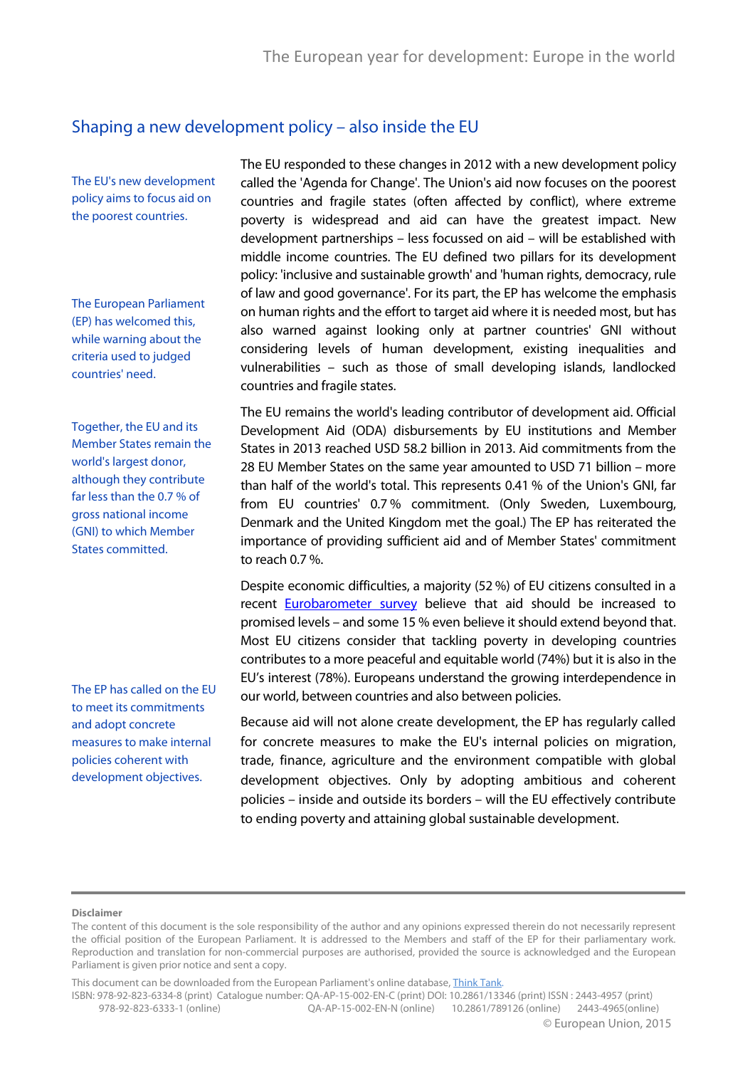## Shaping a new development policy – also inside the EU

The EU's new development policy aims to focus aid on the poorest countries.

The EU responded to these changes in 2012 with a new development policy called the 'Agenda for Change'. The Union's aid now focuses on the poorest countries and fragile states (often affected by conflict), where extreme poverty is widespread and aid can have the greatest impact. New development partnerships – less focussed on aid – will be established with middle income countries. The EU defined two pillars for its development policy: 'inclusive and sustainable growth' and 'human rights, democracy, rule of law and good governance'. For its part, the EP has welcome the emphasis on human rights and the effort to target aid where it is needed most, but has also warned against looking only at partner countries' GNI without considering levels of human development, existing inequalities and vulnerabilities – such as those of small developing islands, landlocked countries and fragile states.

The European Parliament (EP) has welcomed this, while warning about the criteria used to judged countries' need.

The EU remains the world's leading contributor of development aid. Official Development Aid (ODA) disbursements by EU institutions and Member States in 2013 reached USD 58.2 billion in 2013. Aid commitments from the 28 EU Member States on the same year amounted to USD 71 billion – more than half of the world's total. This represents 0.41 % of the Union's GNI, far from EU countries' 0.7 % commitment. (Only Sweden, Luxembourg, Denmark and the United Kingdom met the goal.) The EP has reiterated the importance of providing sufficient aid and of Member States' commitment to reach 0.7 %.

Together, the EU and its Member States remain the world's largest donor, although they contribute far less than the 0.7 % of gross national income (GNI) to which Member States committed.

Despite economic difficulties, a majority (52 %) of EU citizens consulted in a recent [Eurobarometer survey](Eurobarometer survey) believe that aid should be increased to promised levels – and some 15 % even believe it should extend beyond that. Most EU citizens consider that tackling poverty in developing countries contributes to a more peaceful and equitable world (74%) but it is also in the EU's interest (78%). Europeans understand the growing interdependence in our world, between countries and also between policies.

The EP has called on the EU to meet its commitments and adopt concrete measures to make internal policies coherent with development objectives.

Because aid will not alone create development, the EP has regularly called for concrete measures to make the EU's internal policies on migration, trade, finance, agriculture and the environment compatible with global development objectives. Only by adopting ambitious and coherent policies – inside and outside its borders – will the EU effectively contribute to ending poverty and attaining global sustainable development.

---

**Disclaimer**

The content of this document is the sole responsibility of the author and any opinions expressed therein do not necessarily represent the official position of the European Parliament. It is addressed to the Members and staff of the EP for their parliamentary work. Reproduction and translation for non-commercial purposes are authorised, provided the source is acknowledged and the European Parliament is given prior notice and sent a copy.

This document can be downloaded from the European Parliament's online database, Think Tank.

ISBN: 978-92-823-6334-8 (print) Catalogue number: QA-AP-15-002-EN-C (print) DOI: 10.2861/13346 (print) ISSN : 2443-4957 (print)
978-92-823-6333-1 (online) QA-AP-15-002-EN-N (online) 10.2861/789126 (online) 2443-4965(online)

© European Union, 2015